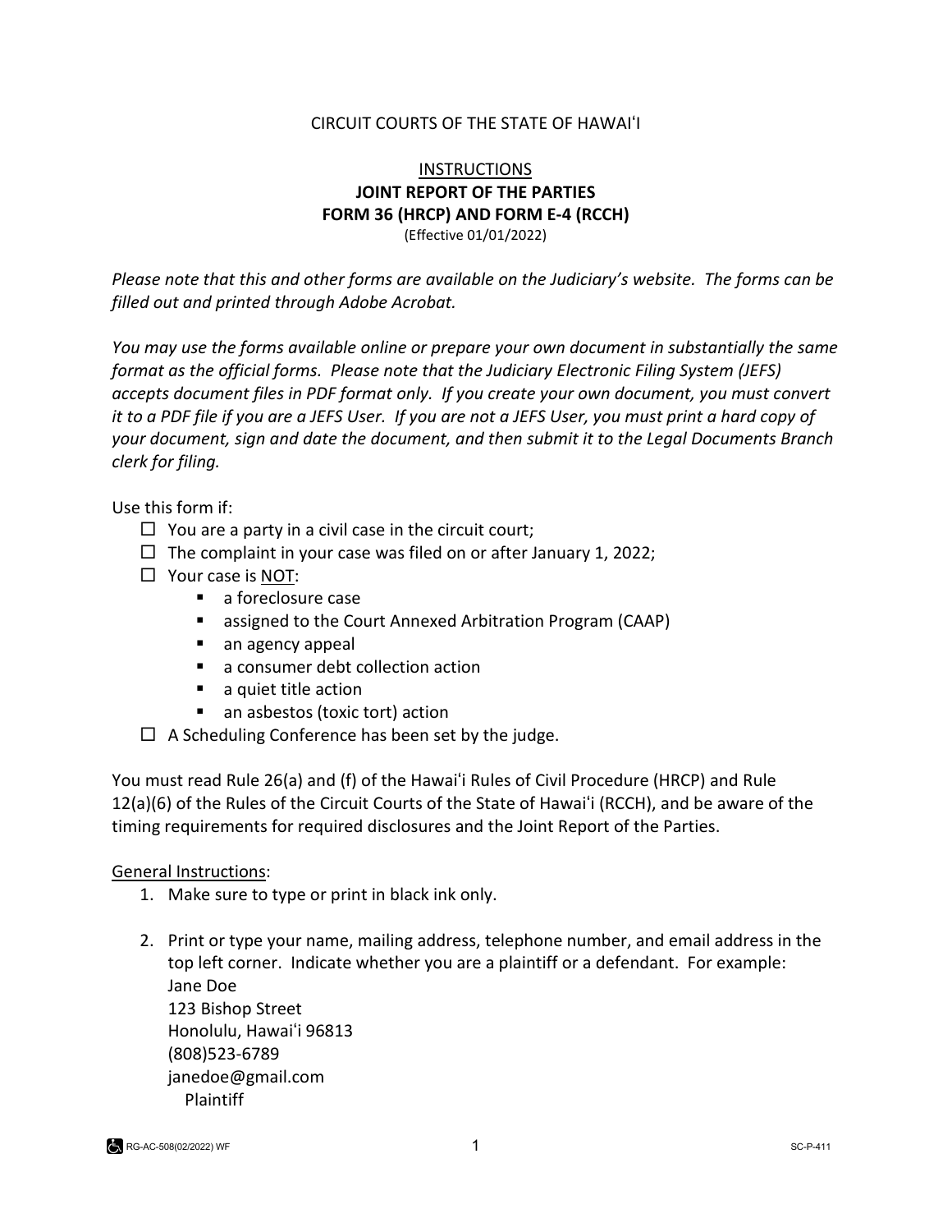CIRCUIT COURTS OF THE STATE OF HAWAIʻI

# INSTRUCTIONS
## JOINT REPORT OF THE PARTIES
## FORM 36 (HRCP) AND FORM E-4 (RCCH)

(Effective 01/01/2022)

*Please note that this and other forms are available on the Judiciary's website. The forms can be filled out and printed through Adobe Acrobat.*

*You may use the forms available online or prepare your own document in substantially the same format as the official forms. Please note that the Judiciary Electronic Filing System (JEFS) accepts document files in PDF format only. If you create your own document, you must convert it to a PDF file if you are a JEFS User. If you are not a JEFS User, you must print a hard copy of your document, sign and date the document, and then submit it to the Legal Documents Branch clerk for filing.*

Use this form if:

- ☐ You are a party in a civil case in the circuit court;
- ☐ The complaint in your case was filed on or after January 1, 2022;
- ☐ Your case is NOT:
  - a foreclosure case
  - assigned to the Court Annexed Arbitration Program (CAAP)
  - an agency appeal
  - a consumer debt collection action
  - a quiet title action
  - an asbestos (toxic tort) action
- ☐ A Scheduling Conference has been set by the judge.

You must read Rule 26(a) and (f) of the Hawaiʻi Rules of Civil Procedure (HRCP) and Rule 12(a)(6) of the Rules of the Circuit Courts of the State of Hawaiʻi (RCCH), and be aware of the timing requirements for required disclosures and the Joint Report of the Parties.

General Instructions:

1. Make sure to type or print in black ink only.
2. Print or type your name, mailing address, telephone number, and email address in the top left corner. Indicate whether you are a plaintiff or a defendant. For example:
   Jane Doe
   123 Bishop Street
   Honolulu, Hawaiʻi 96813
   (808)523-6789
   janedoe@gmail.com
   Plaintiff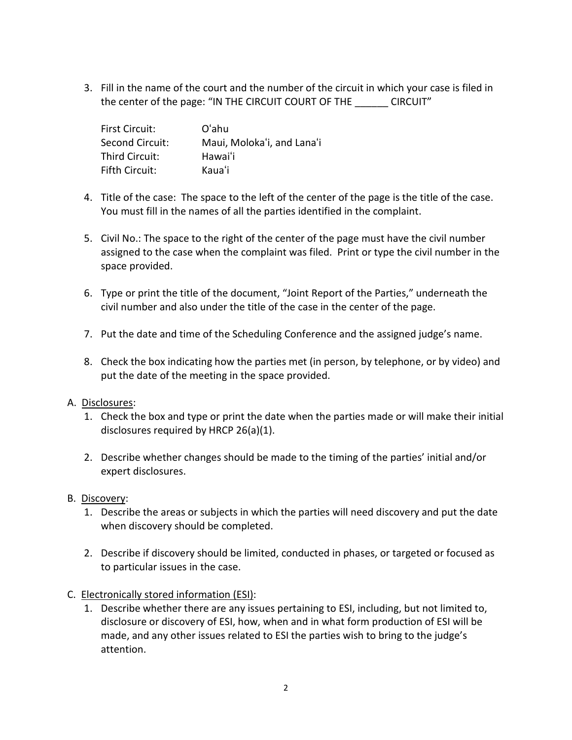3. Fill in the name of the court and the number of the circuit in which your case is filed in the center of the page: “IN THE CIRCUIT COURT OF THE ______ CIRCUIT”

| | |
|---|---|
| First Circuit: | Oʻahu |
| Second Circuit: | Maui, Molokaʻi, and Lanaʻi |
| Third Circuit: | Hawaiʻi |
| Fifth Circuit: | Kauaʻi |

4. Title of the case: The space to the left of the center of the page is the title of the case. You must fill in the names of all the parties identified in the complaint.

5. Civil No.: The space to the right of the center of the page must have the civil number assigned to the case when the complaint was filed. Print or type the civil number in the space provided.

6. Type or print the title of the document, “Joint Report of the Parties,” underneath the civil number and also under the title of the case in the center of the page.

7. Put the date and time of the Scheduling Conference and the assigned judge’s name.

8. Check the box indicating how the parties met (in person, by telephone, or by video) and put the date of the meeting in the space provided.

A. <u>Disclosures</u>:
   1. Check the box and type or print the date when the parties made or will make their initial disclosures required by HRCP 26(a)(1).

   2. Describe whether changes should be made to the timing of the parties’ initial and/or expert disclosures.

B. <u>Discovery</u>:
   1. Describe the areas or subjects in which the parties will need discovery and put the date when discovery should be completed.

   2. Describe if discovery should be limited, conducted in phases, or targeted or focused as to particular issues in the case.

C. <u>Electronically stored information (ESI)</u>:
   1. Describe whether there are any issues pertaining to ESI, including, but not limited to, disclosure or discovery of ESI, how, when and in what form production of ESI will be made, and any other issues related to ESI the parties wish to bring to the judge’s attention.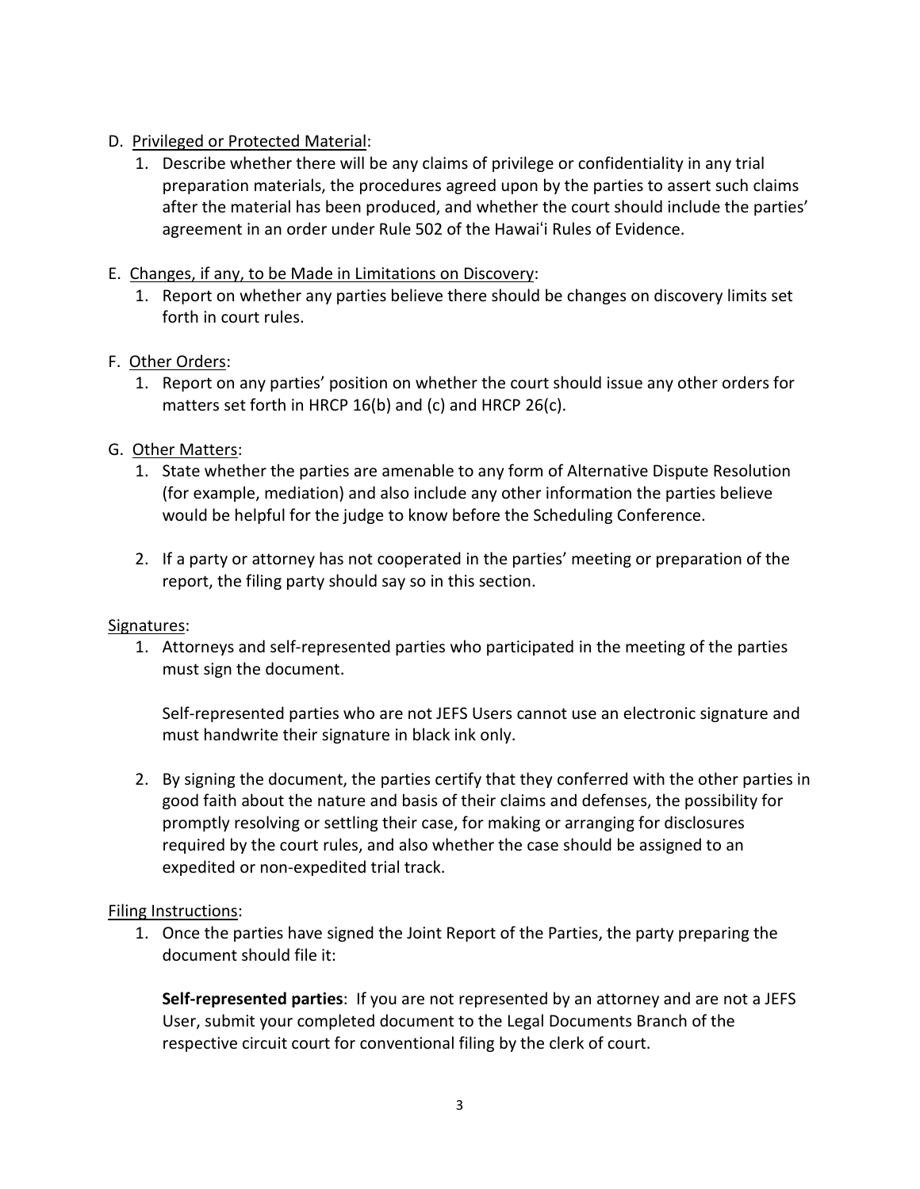D. Privileged or Protected Material:

1. Describe whether there will be any claims of privilege or confidentiality in any trial preparation materials, the procedures agreed upon by the parties to assert such claims after the material has been produced, and whether the court should include the parties' agreement in an order under Rule 502 of the Hawaiʻi Rules of Evidence.

E. Changes, if any, to be Made in Limitations on Discovery:

1. Report on whether any parties believe there should be changes on discovery limits set forth in court rules.

F. Other Orders:

1. Report on any parties' position on whether the court should issue any other orders for matters set forth in HRCP 16(b) and (c) and HRCP 26(c).

G. Other Matters:

1. State whether the parties are amenable to any form of Alternative Dispute Resolution (for example, mediation) and also include any other information the parties believe would be helpful for the judge to know before the Scheduling Conference.

2. If a party or attorney has not cooperated in the parties' meeting or preparation of the report, the filing party should say so in this section.

Signatures:

1. Attorneys and self-represented parties who participated in the meeting of the parties must sign the document.

   Self-represented parties who are not JEFS Users cannot use an electronic signature and must handwrite their signature in black ink only.

2. By signing the document, the parties certify that they conferred with the other parties in good faith about the nature and basis of their claims and defenses, the possibility for promptly resolving or settling their case, for making or arranging for disclosures required by the court rules, and also whether the case should be assigned to an expedited or non-expedited trial track.

Filing Instructions:

1. Once the parties have signed the Joint Report of the Parties, the party preparing the document should file it:

   **Self-represented parties**: If you are not represented by an attorney and are not a JEFS User, submit your completed document to the Legal Documents Branch of the respective circuit court for conventional filing by the clerk of court.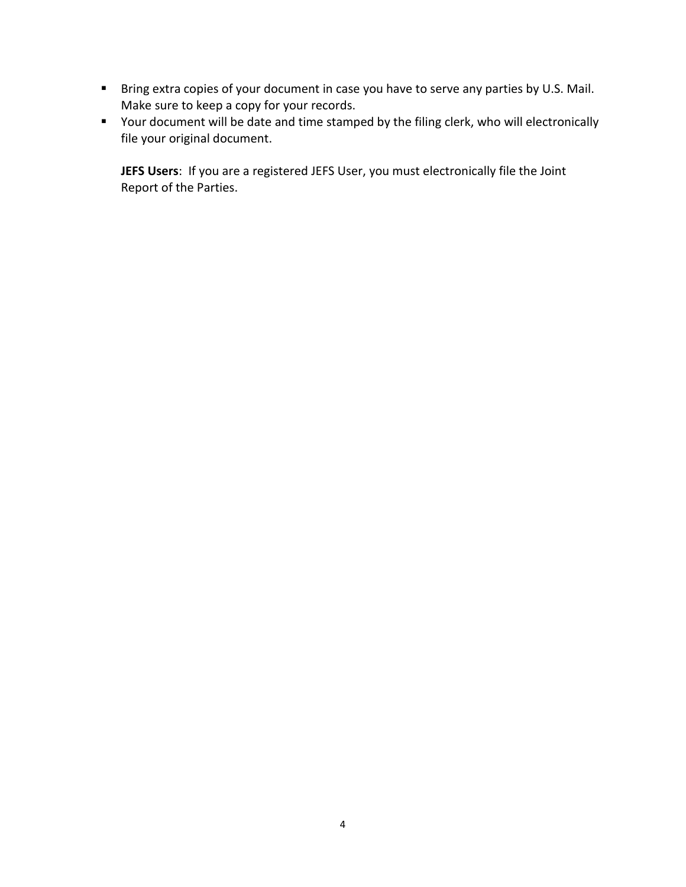- Bring extra copies of your document in case you have to serve any parties by U.S. Mail. Make sure to keep a copy for your records.
- Your document will be date and time stamped by the filing clerk, who will electronically file your original document.

  **JEFS Users**: If you are a registered JEFS User, you must electronically file the Joint Report of the Parties.